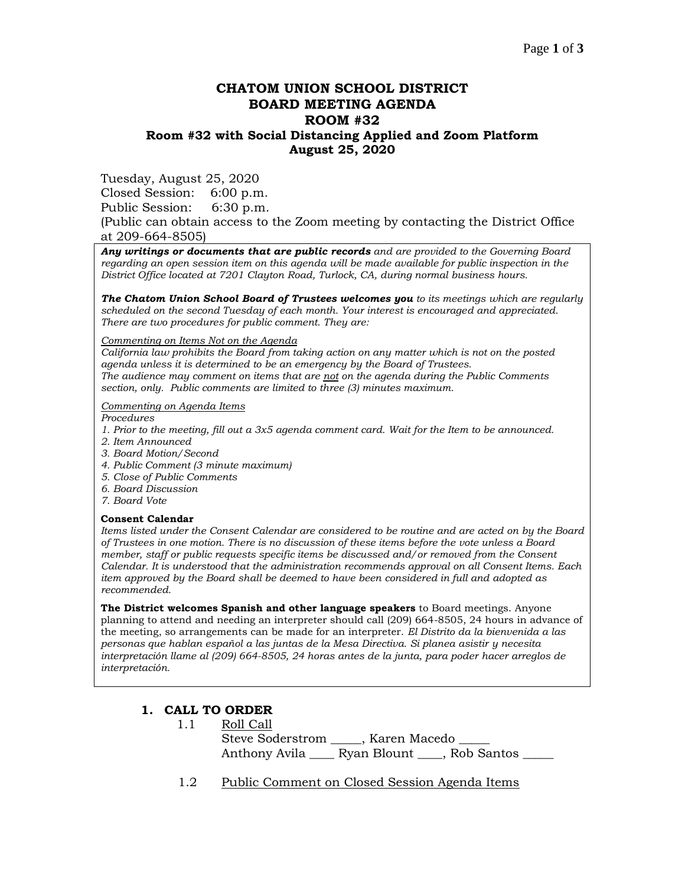# CHATOM UNION SCHOOL DISTRICT
# BOARD MEETING AGENDA
# ROOM #32
## Room #32 with Social Distancing Applied and Zoom Platform
## August 25, 2020

Tuesday, August 25, 2020
Closed Session: 6:00 p.m.
Public Session: 6:30 p.m.
(Public can obtain access to the Zoom meeting by contacting the District Office at 209-664-8505)

***Any writings or documents that are public records*** *and are provided to the Governing Board regarding an open session item on this agenda will be made available for public inspection in the District Office located at 7201 Clayton Road, Turlock, CA, during normal business hours.*

***The Chatom Union School Board of Trustees welcomes you*** *to its meetings which are regularly scheduled on the second Tuesday of each month. Your interest is encouraged and appreciated. There are two procedures for public comment. They are:*

*Commenting on Items Not on the Agenda*
*California law prohibits the Board from taking action on any matter which is not on the posted agenda unless it is determined to be an emergency by the Board of Trustees.*
*The audience may comment on items that are not on the agenda during the Public Comments section, only. Public comments are limited to three (3) minutes maximum.*

*Commenting on Agenda Items*
*Procedures*
*1. Prior to the meeting, fill out a 3x5 agenda comment card. Wait for the Item to be announced.*
*2. Item Announced*
*3. Board Motion/Second*
*4. Public Comment (3 minute maximum)*
*5. Close of Public Comments*
*6. Board Discussion*
*7. Board Vote*

**Consent Calendar**
*Items listed under the Consent Calendar are considered to be routine and are acted on by the Board of Trustees in one motion. There is no discussion of these items before the vote unless a Board member, staff or public requests specific items be discussed and/or removed from the Consent Calendar. It is understood that the administration recommends approval on all Consent Items. Each item approved by the Board shall be deemed to have been considered in full and adopted as recommended.*

**The District welcomes Spanish and other language speakers** to Board meetings. Anyone planning to attend and needing an interpreter should call (209) 664-8505, 24 hours in advance of the meeting, so arrangements can be made for an interpreter. *El Distrito da la bienvenida a las personas que hablan español a las juntas de la Mesa Directiva. Si planea asistir y necesita interpretación llame al (209) 664-8505, 24 horas antes de la junta, para poder hacer arreglos de interpretación.*

## 1. CALL TO ORDER

1.1 Roll Call
Steve Soderstrom _____, Karen Macedo _____
Anthony Avila ____ Ryan Blount ____, Rob Santos _____

1.2 Public Comment on Closed Session Agenda Items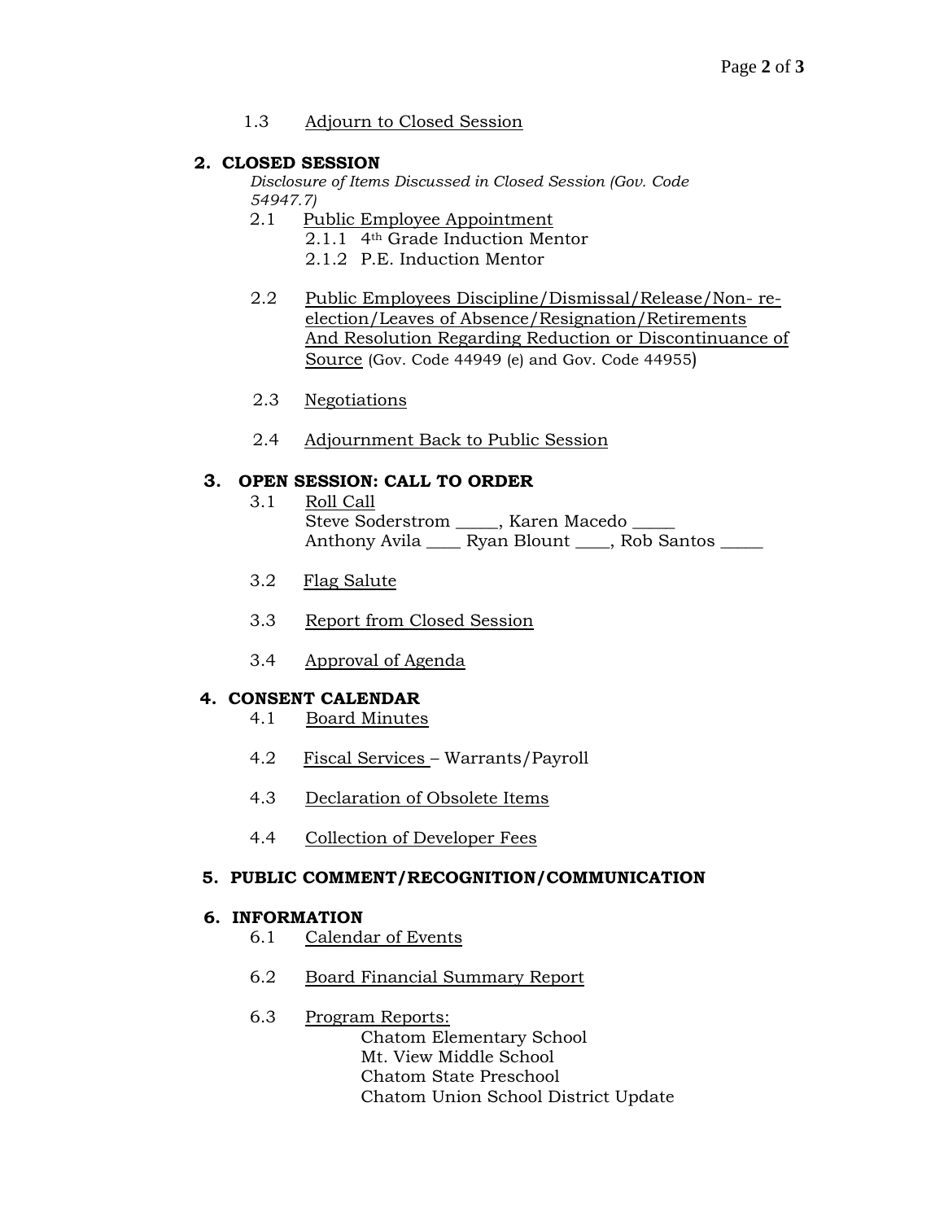1.3 Adjourn to Closed Session

## 2. CLOSED SESSION

*Disclosure of Items Discussed in Closed Session (Gov. Code 54947.7)*

2.1 Public Employee Appointment

- 2.1.1 4th Grade Induction Mentor
- 2.1.2 P.E. Induction Mentor

2.2 Public Employees Discipline/Dismissal/Release/Non- re-election/Leaves of Absence/Resignation/Retirements And Resolution Regarding Reduction or Discontinuance of Source (Gov. Code 44949 (e) and Gov. Code 44955)

2.3 Negotiations

2.4 Adjournment Back to Public Session

## 3. OPEN SESSION: CALL TO ORDER

3.1 Roll Call

Steve Soderstrom _____, Karen Macedo _____
Anthony Avila ____ Ryan Blount ____, Rob Santos _____

3.2 Flag Salute

3.3 Report from Closed Session

3.4 Approval of Agenda

## 4. CONSENT CALENDAR

4.1 Board Minutes

4.2 Fiscal Services – Warrants/Payroll

4.3 Declaration of Obsolete Items

4.4 Collection of Developer Fees

## 5. PUBLIC COMMENT/RECOGNITION/COMMUNICATION

## 6. INFORMATION

6.1 Calendar of Events

6.2 Board Financial Summary Report

6.3 Program Reports:

- Chatom Elementary School
- Mt. View Middle School
- Chatom State Preschool
- Chatom Union School District Update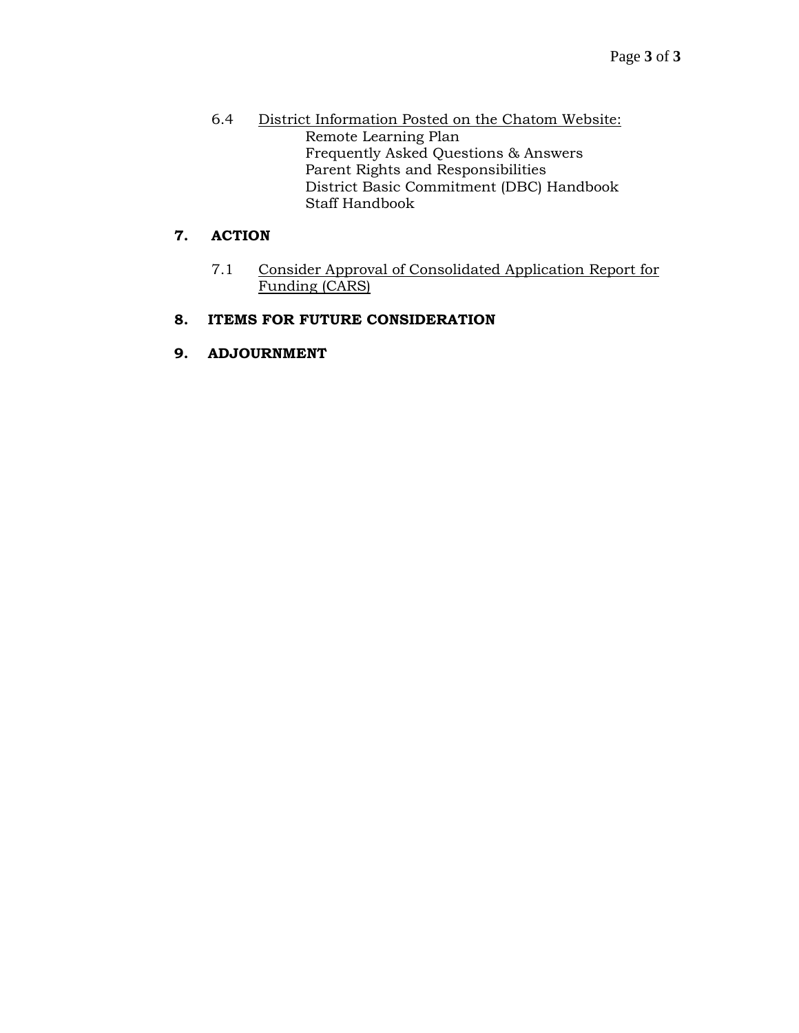6.4 <u>District Information Posted on the Chatom Website:</u>
- Remote Learning Plan
- Frequently Asked Questions & Answers
- Parent Rights and Responsibilities
- District Basic Commitment (DBC) Handbook
- Staff Handbook

**7. ACTION**

7.1 <u>Consider Approval of Consolidated Application Report for Funding (CARS)</u>

**8. ITEMS FOR FUTURE CONSIDERATION**

**9. ADJOURNMENT**